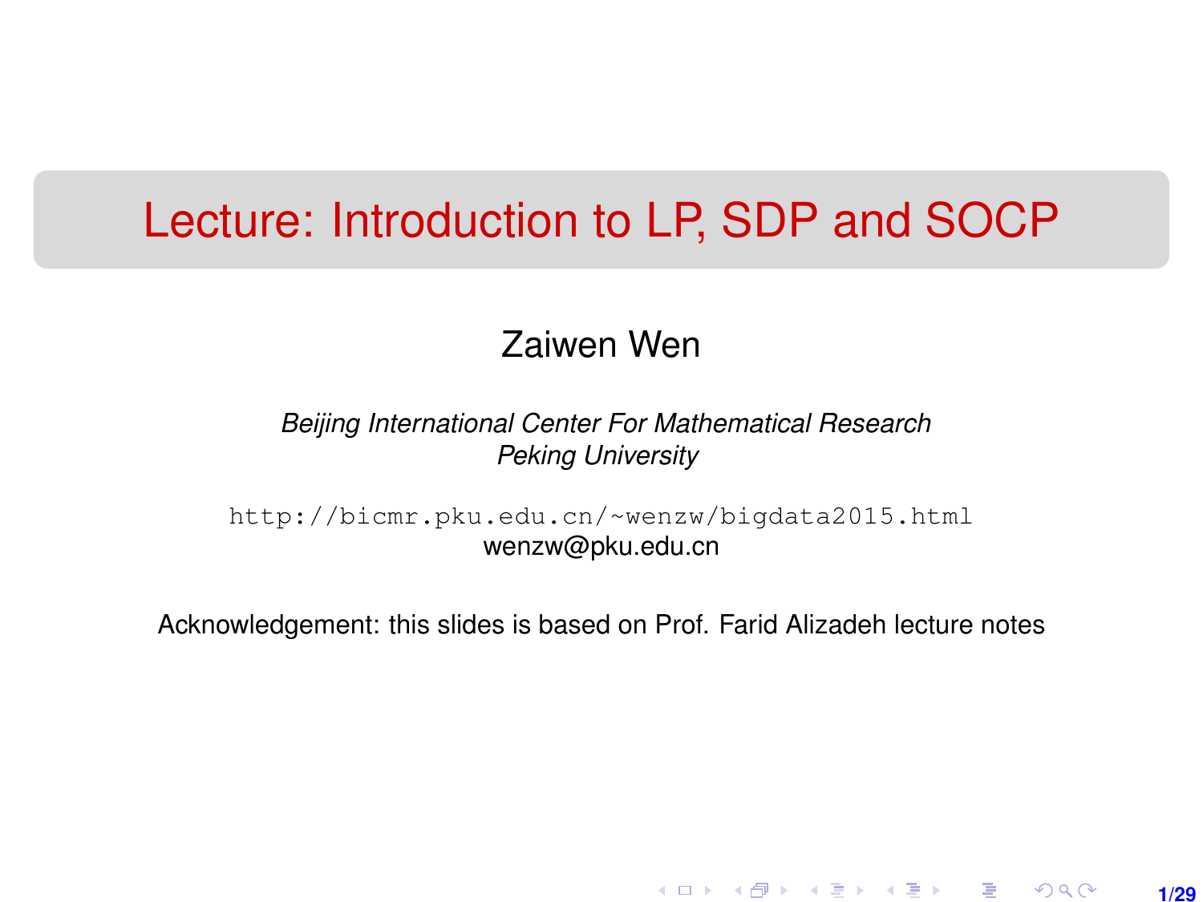# Lecture: Introduction to LP, SDP and SOCP

Zaiwen Wen

*Beijing International Center For Mathematical Research*
*Peking University*

`http://bicmr.pku.edu.cn/~wenzw/bigdata2015.html`
wenzw@pku.edu.cn

Acknowledgement: this slides is based on Prof. Farid Alizadeh lecture notes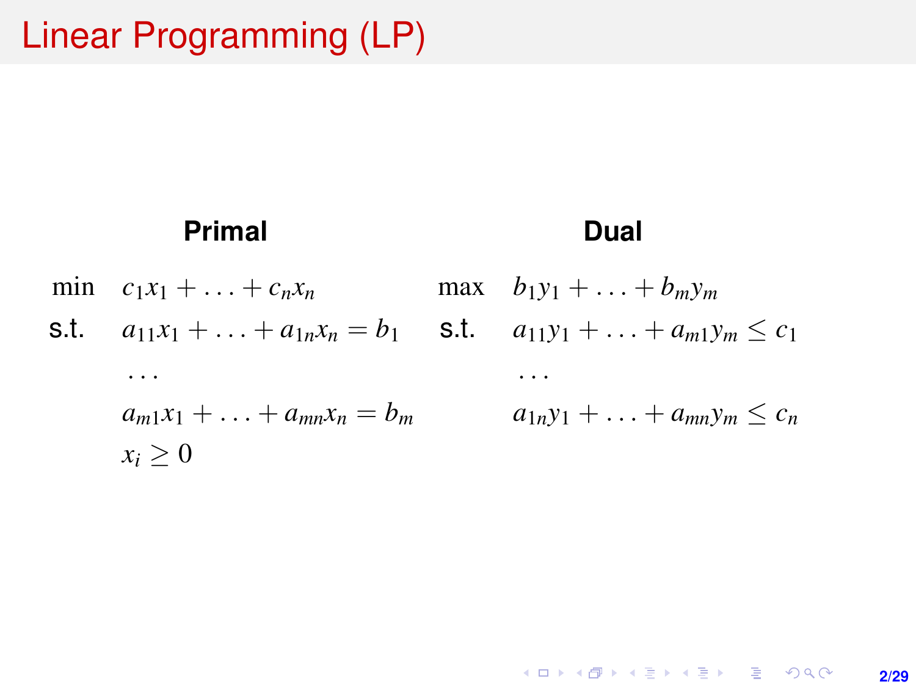# Linear Programming (LP)

**Primal**

$$
\begin{aligned}
\min \quad & c_1 x_1 + \ldots + c_n x_n \\
\text{s.t.} \quad & a_{11} x_1 + \ldots + a_{1n} x_n = b_1 \\
& \ldots \\
& a_{m1} x_1 + \ldots + a_{mn} x_n = b_m \\
& x_i \geq 0
\end{aligned}
$$

**Dual**

$$
\begin{aligned}
\max \quad & b_1 y_1 + \ldots + b_m y_m \\
\text{s.t.} \quad & a_{11} y_1 + \ldots + a_{m1} y_m \leq c_1 \\
& \ldots \\
& a_{1n} y_1 + \ldots + a_{mn} y_m \leq c_n
\end{aligned}
$$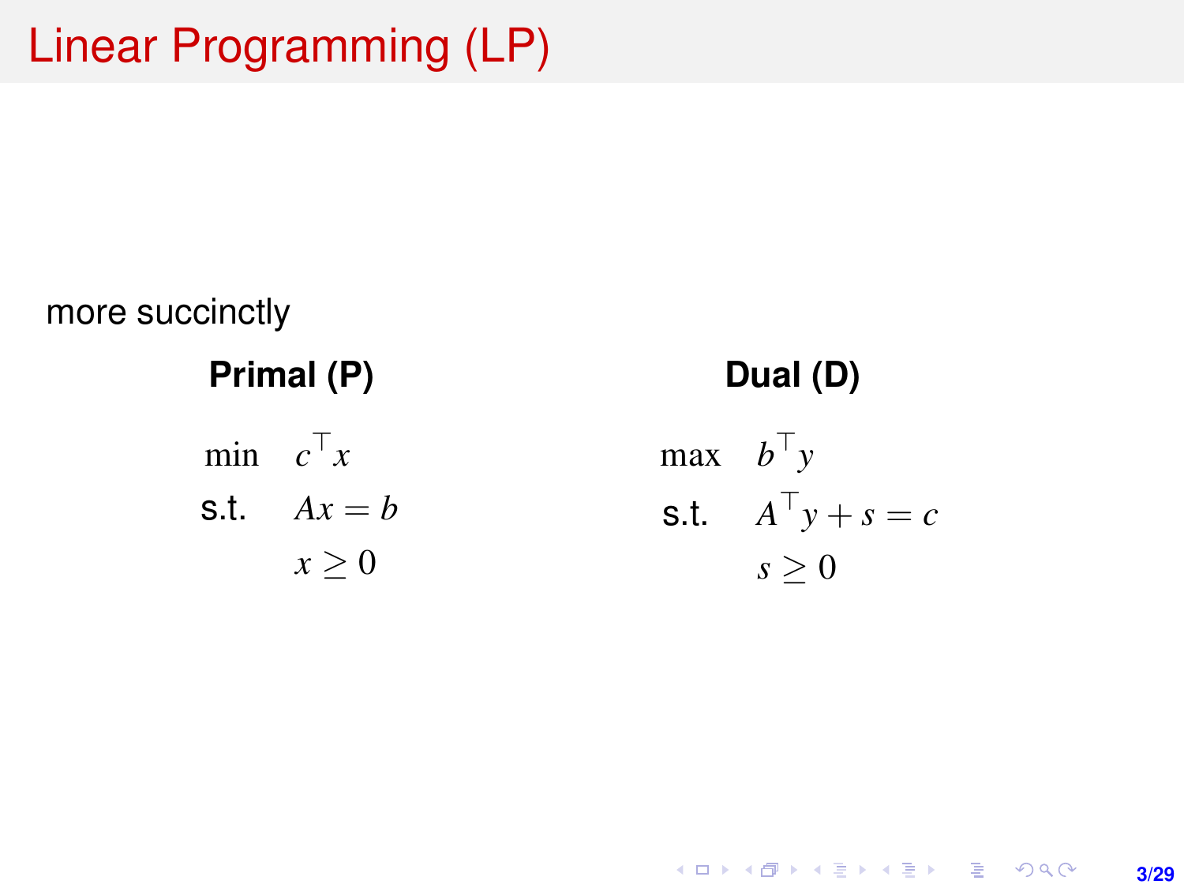# Linear Programming (LP)

more succinctly

**Primal (P)**

$$
\begin{aligned}
\min \quad & c^\top x \\
\text{s.t.} \quad & Ax = b \\
& x \geq 0
\end{aligned}
$$

**Dual (D)**

$$
\begin{aligned}
\max \quad & b^\top y \\
\text{s.t.} \quad & A^\top y + s = c \\
& s \geq 0
\end{aligned}
$$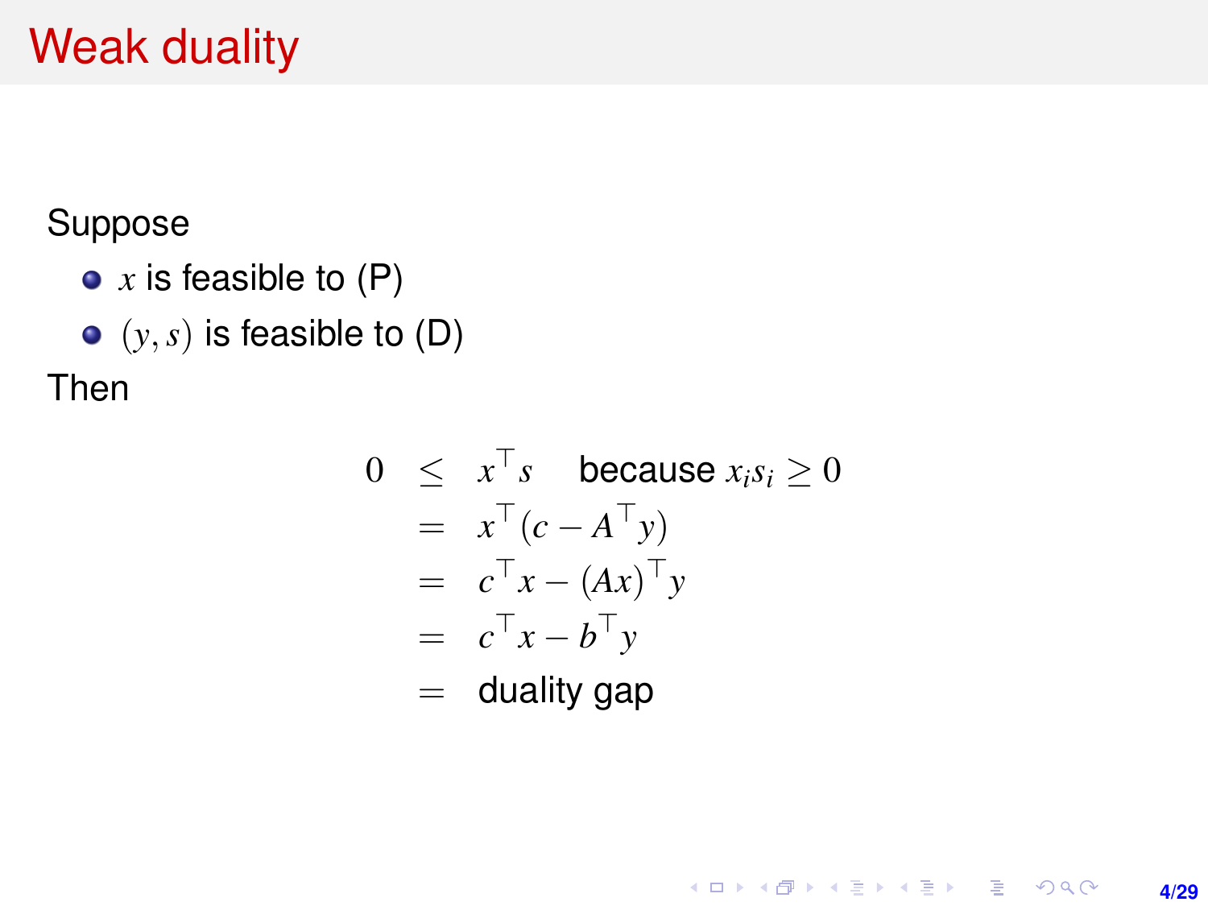# Weak duality

Suppose

- $x$ is feasible to (P)
- $(y, s)$ is feasible to (D)

Then

$$
\begin{aligned}
0 &\leq x^\top s \quad \text{because } x_i s_i \geq 0 \\
&= x^\top (c - A^\top y) \\
&= c^\top x - (Ax)^\top y \\
&= c^\top x - b^\top y \\
&= \text{duality gap}
\end{aligned}
$$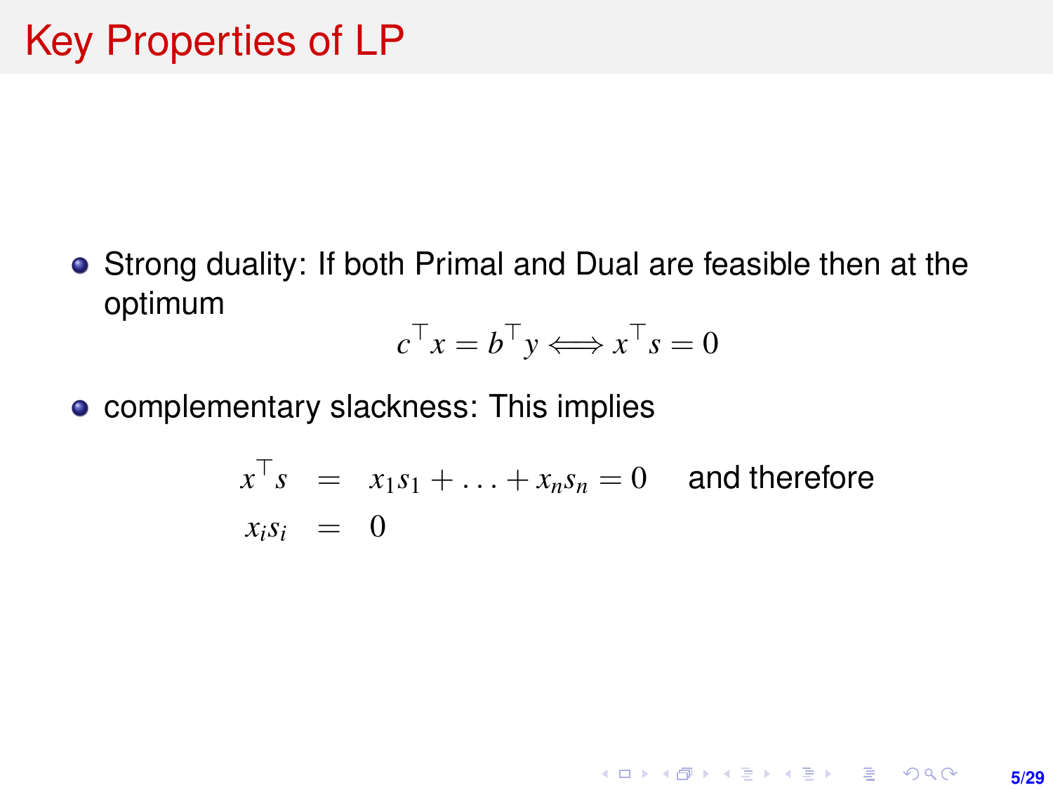# Key Properties of LP

- Strong duality: If both Primal and Dual are feasible then at the optimum

$$c^\top x = b^\top y \Longleftrightarrow x^\top s = 0$$

- complementary slackness: This implies

$$
\begin{aligned}
x^\top s &= x_1 s_1 + \ldots + x_n s_n = 0 \quad \text{and therefore} \\
x_i s_i &= 0
\end{aligned}
$$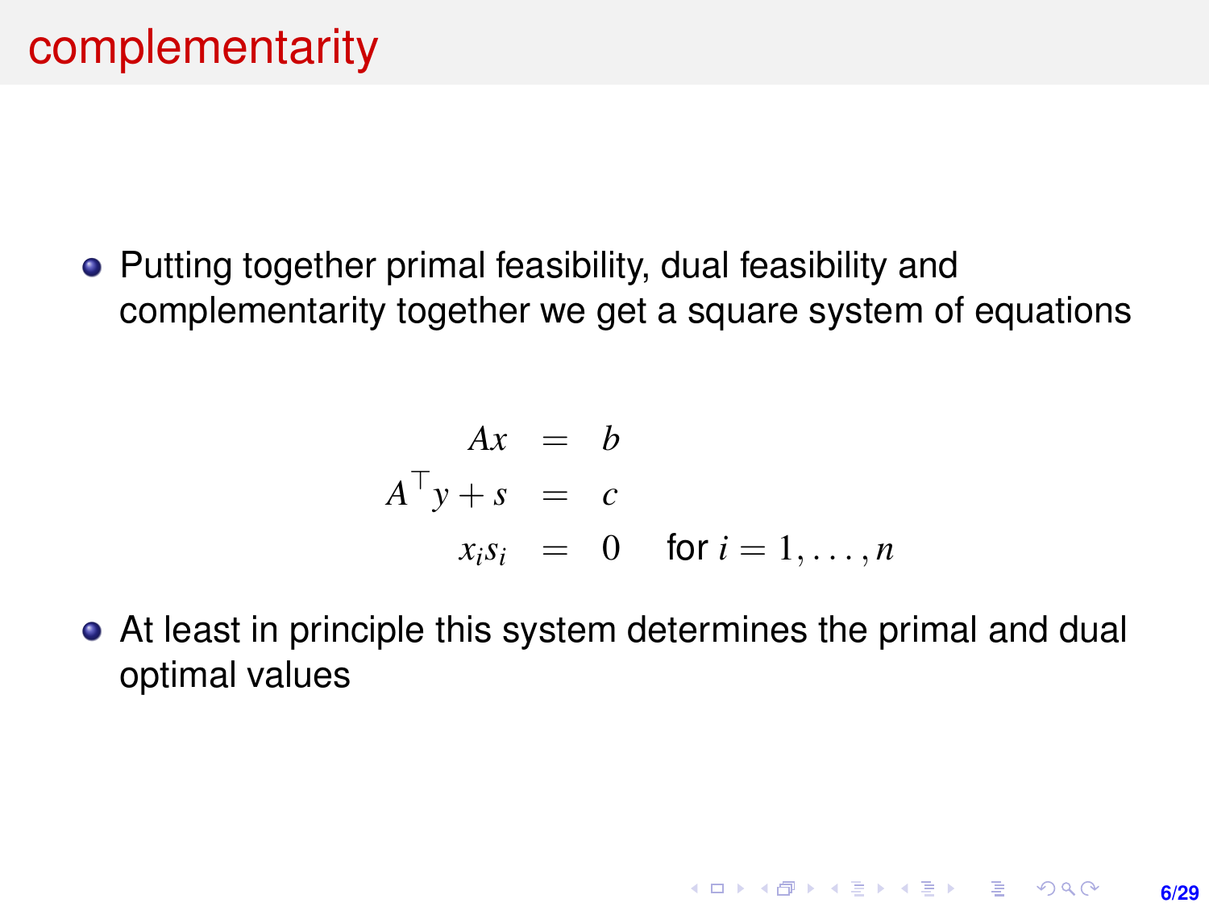# complementarity

- Putting together primal feasibility, dual feasibility and complementarity together we get a square system of equations

$$
\begin{aligned}
Ax &= b \\
A^\top y + s &= c \\
x_i s_i &= 0 \quad \text{for } i = 1, \ldots, n
\end{aligned}
$$

- At least in principle this system determines the primal and dual optimal values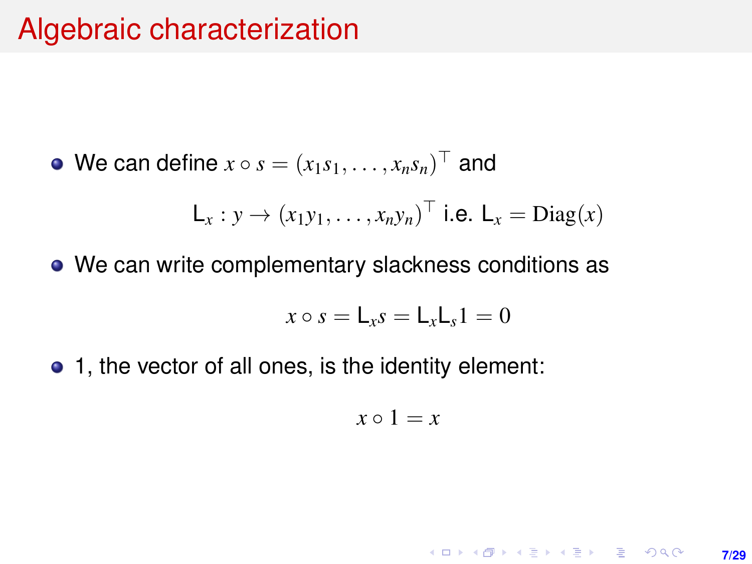# Algebraic characterization

- We can define $x \circ s = (x_1 s_1, \ldots, x_n s_n)^\top$ and

$$\mathsf{L}_x : y \to (x_1 y_1, \ldots, x_n y_n)^\top \text{ i.e. } \mathsf{L}_x = \mathrm{Diag}(x)$$

- We can write complementary slackness conditions as

$$x \circ s = \mathsf{L}_x s = \mathsf{L}_x \mathsf{L}_s 1 = 0$$

- 1, the vector of all ones, is the identity element:

$$x \circ 1 = x$$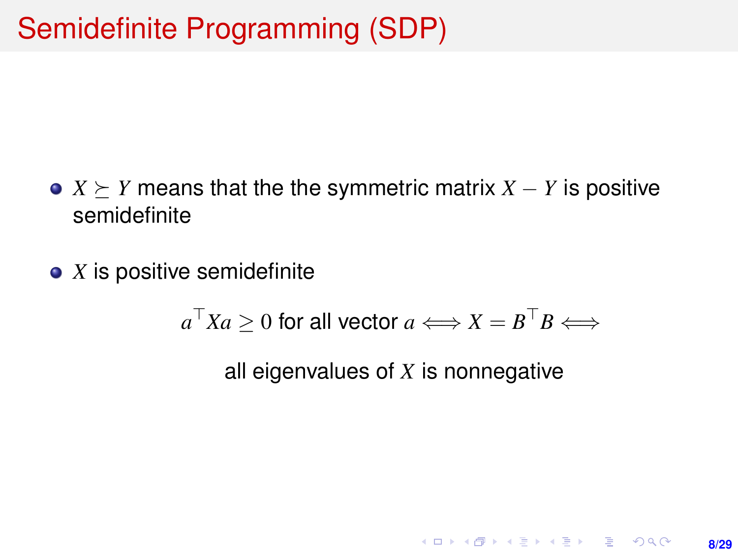# Semidefinite Programming (SDP)

- $X \succeq Y$ means that the the symmetric matrix $X - Y$ is positive semidefinite
- $X$ is positive semidefinite

$$a^\top X a \geq 0 \text{ for all vector } a \iff X = B^\top B \iff$$

all eigenvalues of $X$ is nonnegative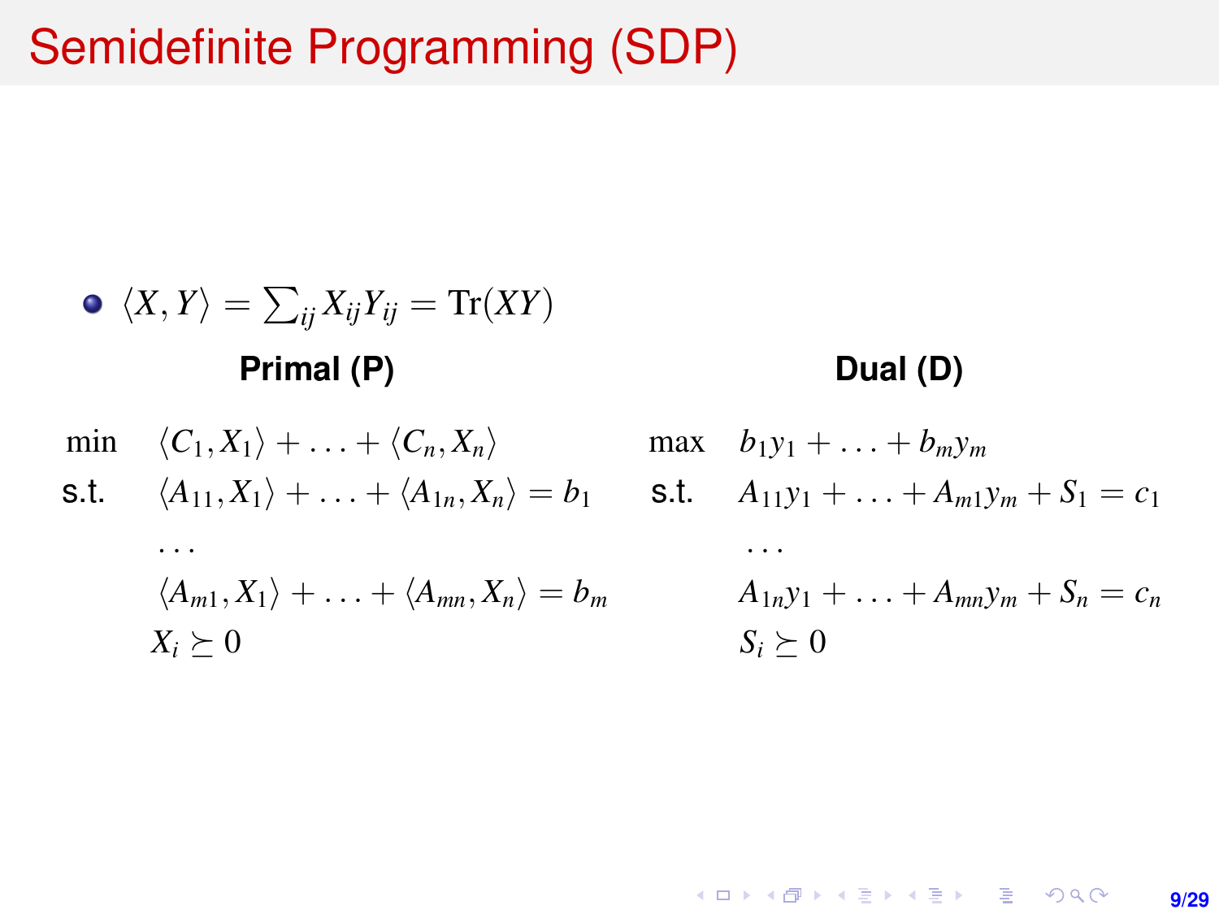# Semidefinite Programming (SDP)

- $\langle X, Y \rangle = \sum_{ij} X_{ij} Y_{ij} = \mathrm{Tr}(XY)$

**Primal (P)**

$$
\begin{aligned}
\min \quad & \langle C_1, X_1 \rangle + \ldots + \langle C_n, X_n \rangle \\
\text{s.t.} \quad & \langle A_{11}, X_1 \rangle + \ldots + \langle A_{1n}, X_n \rangle = b_1 \\
& \ldots \\
& \langle A_{m1}, X_1 \rangle + \ldots + \langle A_{mn}, X_n \rangle = b_m \\
& X_i \succeq 0
\end{aligned}
$$

**Dual (D)**

$$
\begin{aligned}
\max \quad & b_1 y_1 + \ldots + b_m y_m \\
\text{s.t.} \quad & A_{11} y_1 + \ldots + A_{m1} y_m + S_1 = c_1 \\
& \ldots \\
& A_{1n} y_1 + \ldots + A_{mn} y_m + S_n = c_n \\
& S_i \succeq 0
\end{aligned}
$$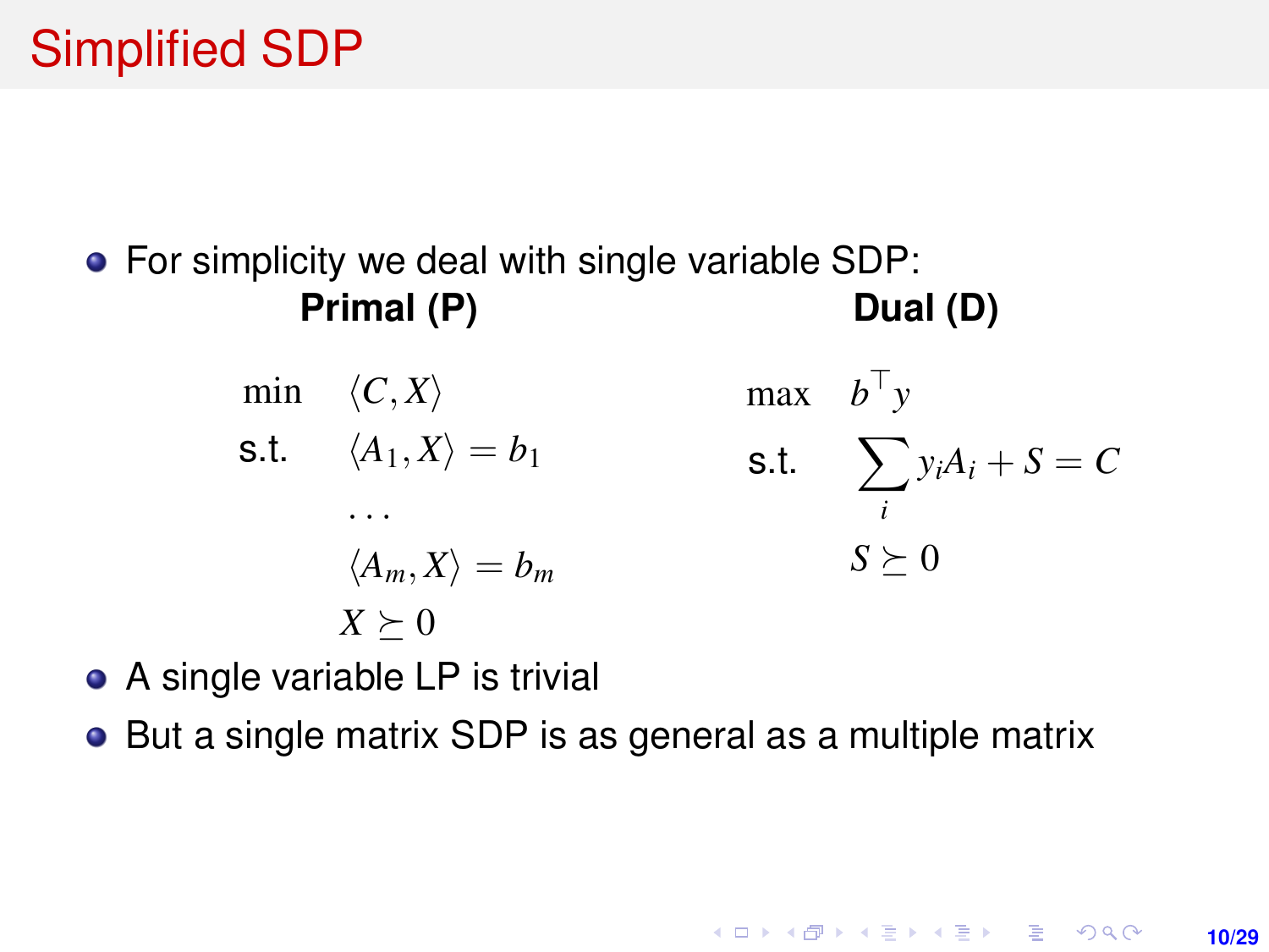# Simplified SDP

- For simplicity we deal with single variable SDP:

**Primal (P)**

$$
\begin{aligned}
\min \quad & \langle C, X \rangle \\
\text{s.t.} \quad & \langle A_1, X \rangle = b_1 \\
& \dots \\
& \langle A_m, X \rangle = b_m \\
& X \succeq 0
\end{aligned}
$$

**Dual (D)**

$$
\begin{aligned}
\max \quad & b^\top y \\
\text{s.t.} \quad & \sum_i y_i A_i + S = C \\
& S \succeq 0
\end{aligned}
$$

- A single variable LP is trivial
- But a single matrix SDP is as general as a multiple matrix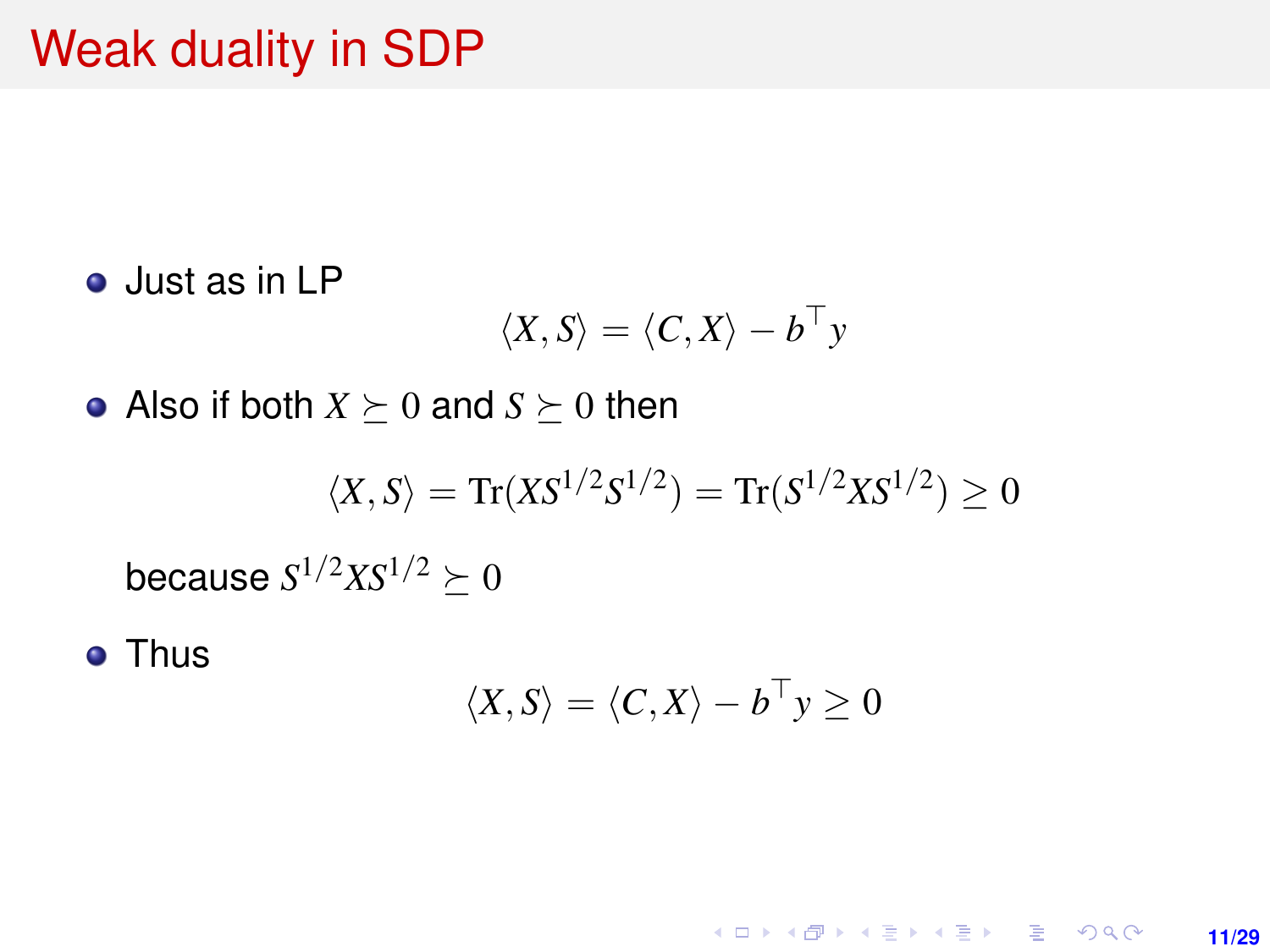# Weak duality in SDP

- Just as in LP

$$\langle X, S\rangle = \langle C, X\rangle - b^\top y$$

- Also if both $X \succeq 0$ and $S \succeq 0$ then

$$\langle X, S\rangle = \mathrm{Tr}(XS^{1/2}S^{1/2}) = \mathrm{Tr}(S^{1/2}XS^{1/2}) \geq 0$$

  because $S^{1/2}XS^{1/2} \succeq 0$

- Thus

$$\langle X, S\rangle = \langle C, X\rangle - b^\top y \geq 0$$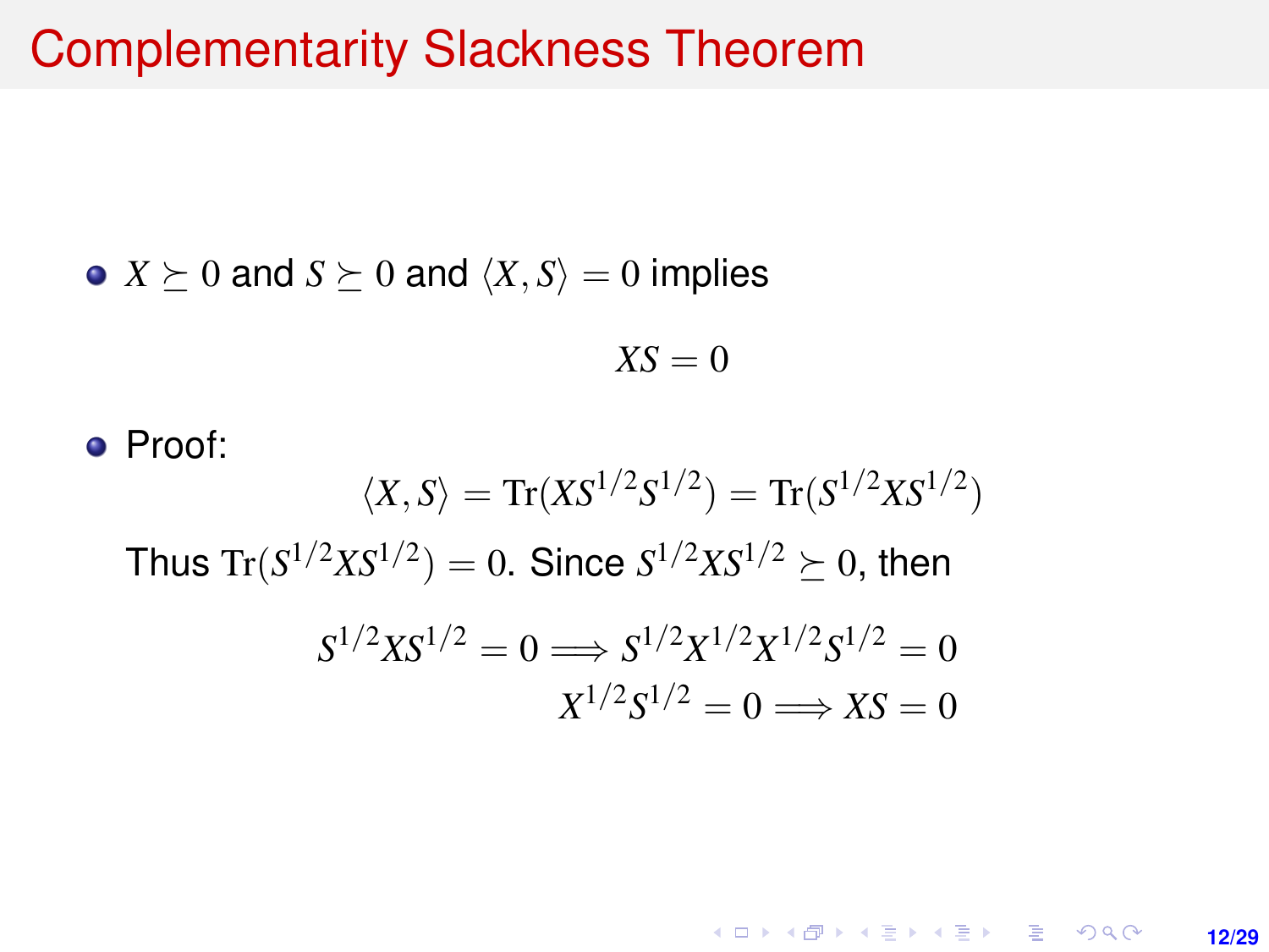# Complementarity Slackness Theorem

- $X \succeq 0$ and $S \succeq 0$ and $\langle X, S \rangle = 0$ implies

$$XS = 0$$

- Proof:

$$\langle X, S \rangle = \text{Tr}(XS^{1/2}S^{1/2}) = \text{Tr}(S^{1/2}XS^{1/2})$$

Thus $\text{Tr}(S^{1/2}XS^{1/2}) = 0$. Since $S^{1/2}XS^{1/2} \succeq 0$, then

$$S^{1/2}XS^{1/2} = 0 \Longrightarrow S^{1/2}X^{1/2}X^{1/2}S^{1/2} = 0$$

$$X^{1/2}S^{1/2} = 0 \Longrightarrow XS = 0$$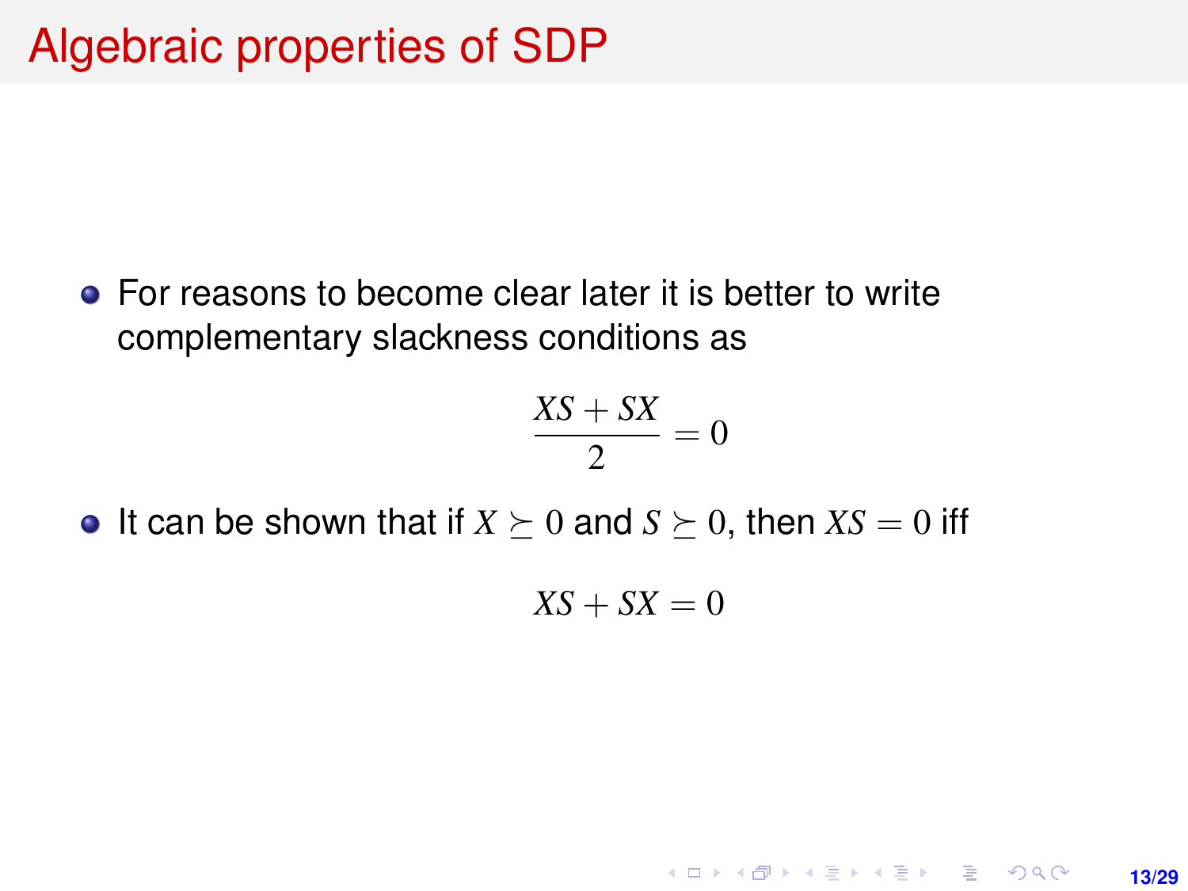# Algebraic properties of SDP

- For reasons to become clear later it is better to write complementary slackness conditions as

$$\frac{XS + SX}{2} = 0$$

- It can be shown that if $X \succeq 0$ and $S \succeq 0$, then $XS = 0$ iff

$$XS + SX = 0$$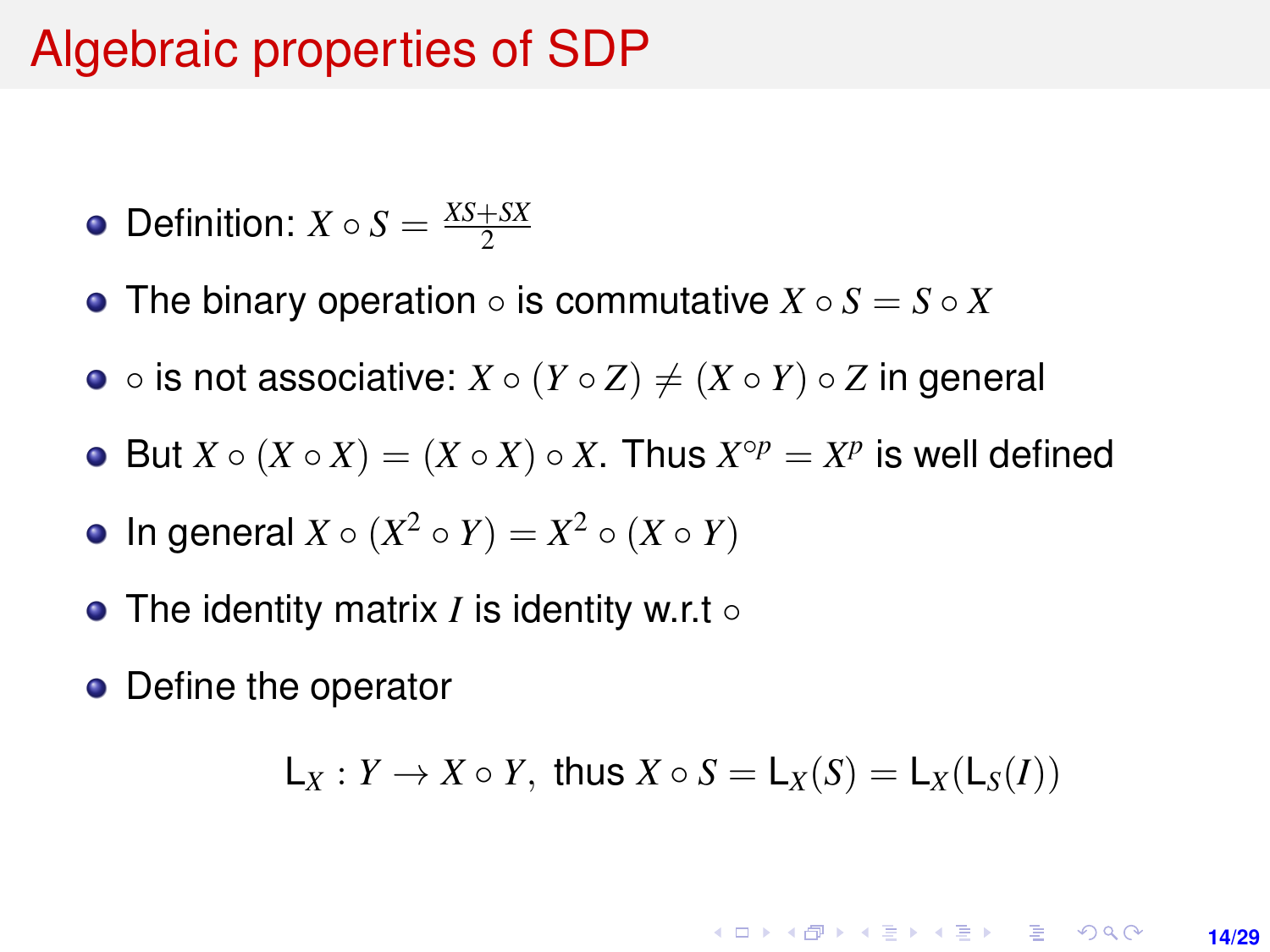# Algebraic properties of SDP

- Definition: $X \circ S = \frac{XS+SX}{2}$
- The binary operation $\circ$ is commutative $X \circ S = S \circ X$
- $\circ$ is not associative: $X \circ (Y \circ Z) \neq (X \circ Y) \circ Z$ in general
- But $X \circ (X \circ X) = (X \circ X) \circ X$. Thus $X^{\circ p} = X^p$ is well defined
- In general $X \circ (X^2 \circ Y) = X^2 \circ (X \circ Y)$
- The identity matrix $I$ is identity w.r.t $\circ$
- Define the operator

$$\mathsf{L}_X : Y \to X \circ Y, \text{ thus } X \circ S = \mathsf{L}_X(S) = \mathsf{L}_X(\mathsf{L}_S(I))$$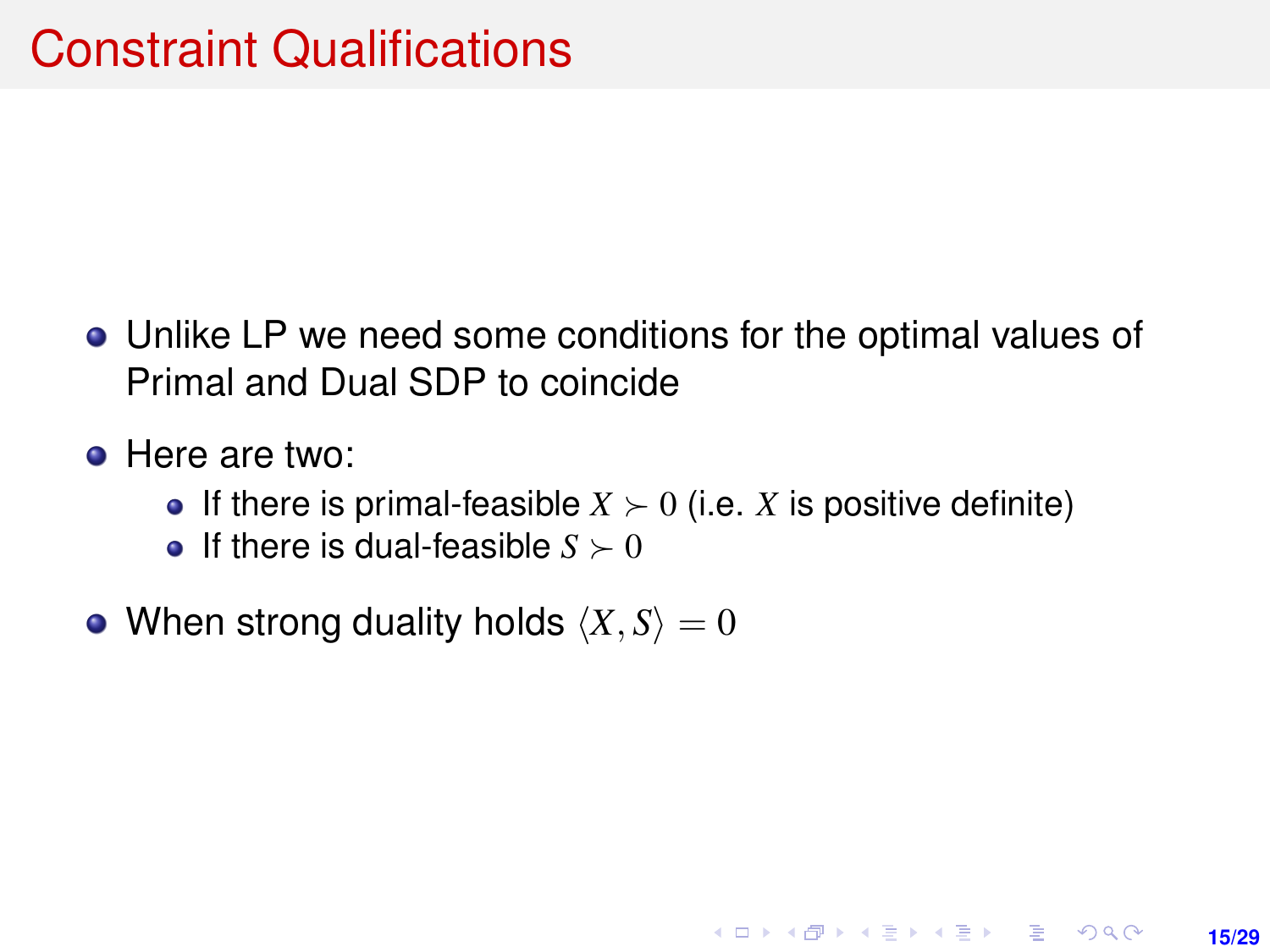# Constraint Qualifications

- Unlike LP we need some conditions for the optimal values of Primal and Dual SDP to coincide
- Here are two:
  - If there is primal-feasible $X \succ 0$ (i.e. $X$ is positive definite)
  - If there is dual-feasible $S \succ 0$
- When strong duality holds $\langle X, S \rangle = 0$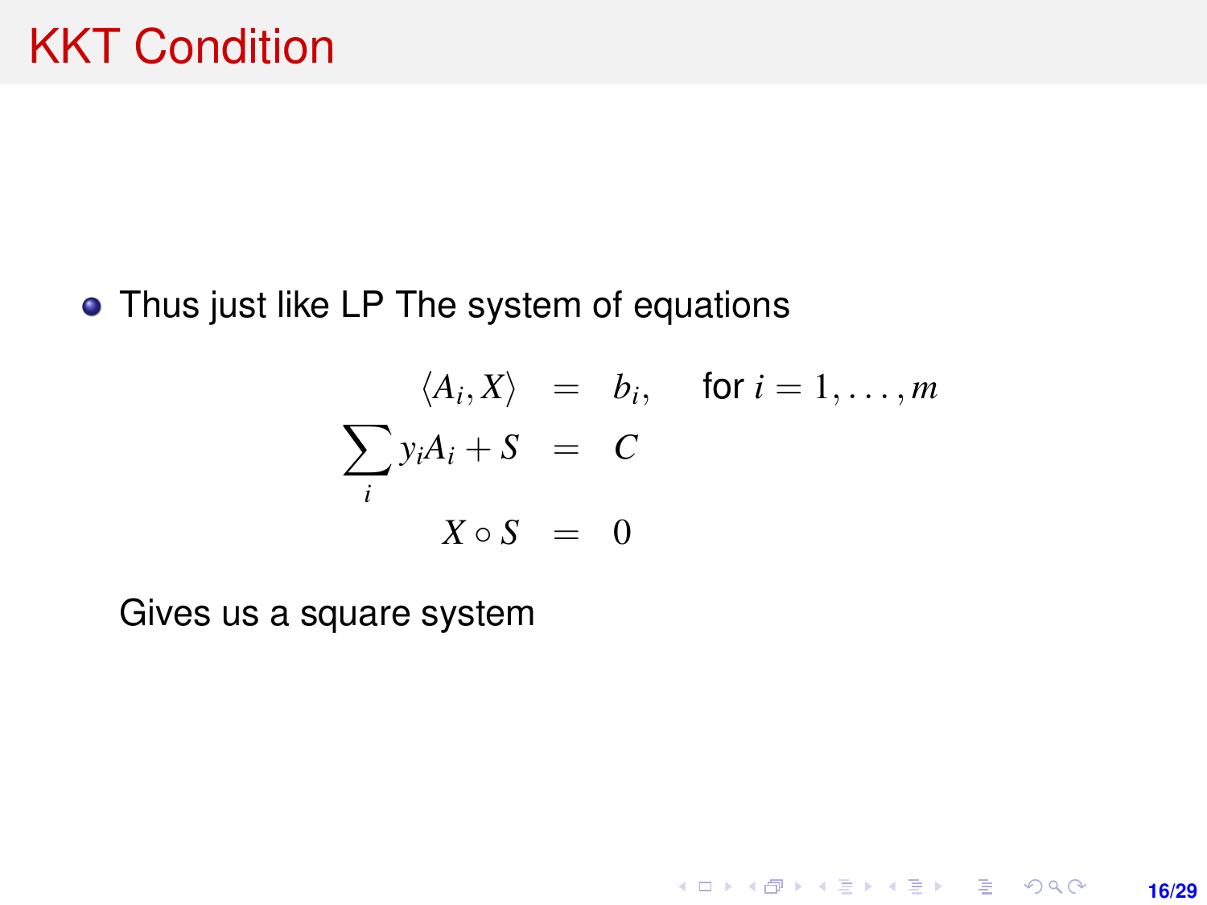# KKT Condition

- Thus just like LP The system of equations

$$
\begin{aligned}
\langle A_i, X \rangle &= b_i, \quad \text{for } i = 1, \ldots, m \\
\sum_i y_i A_i + S &= C \\
X \circ S &= 0
\end{aligned}
$$

  Gives us a square system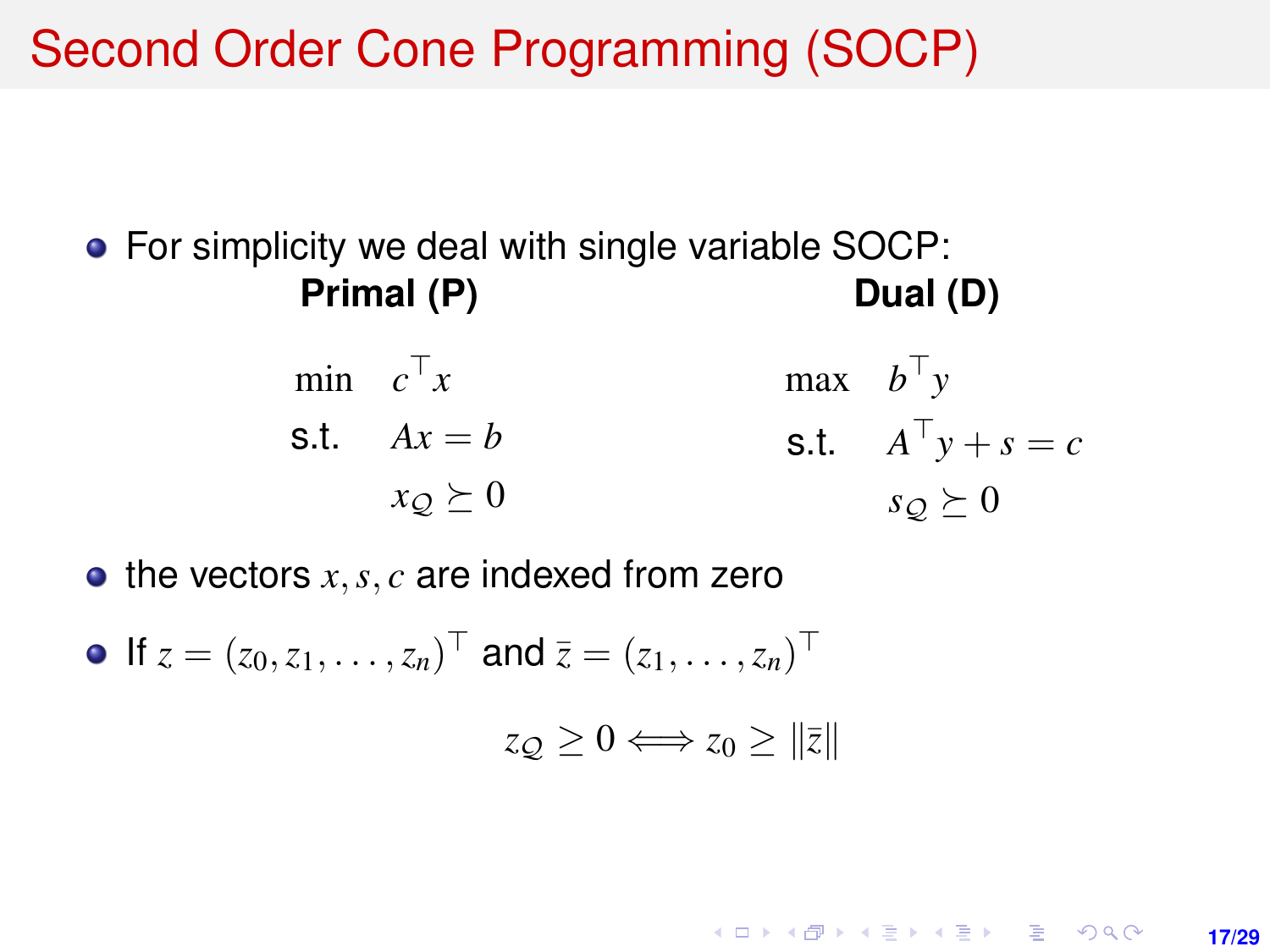# Second Order Cone Programming (SOCP)

- For simplicity we deal with single variable SOCP:

**Primal (P)**

$$
\begin{aligned}
\min \quad & c^\top x \\
\text{s.t.} \quad & Ax = b \\
& x_{\mathcal{Q}} \succeq 0
\end{aligned}
$$

**Dual (D)**

$$
\begin{aligned}
\max \quad & b^\top y \\
\text{s.t.} \quad & A^\top y + s = c \\
& s_{\mathcal{Q}} \succeq 0
\end{aligned}
$$

- the vectors $x, s, c$ are indexed from zero
- If $z = (z_0, z_1, \ldots, z_n)^\top$ and $\bar{z} = (z_1, \ldots, z_n)^\top$

$$z_{\mathcal{Q}} \geq 0 \Longleftrightarrow z_0 \geq \|\bar{z}\|$$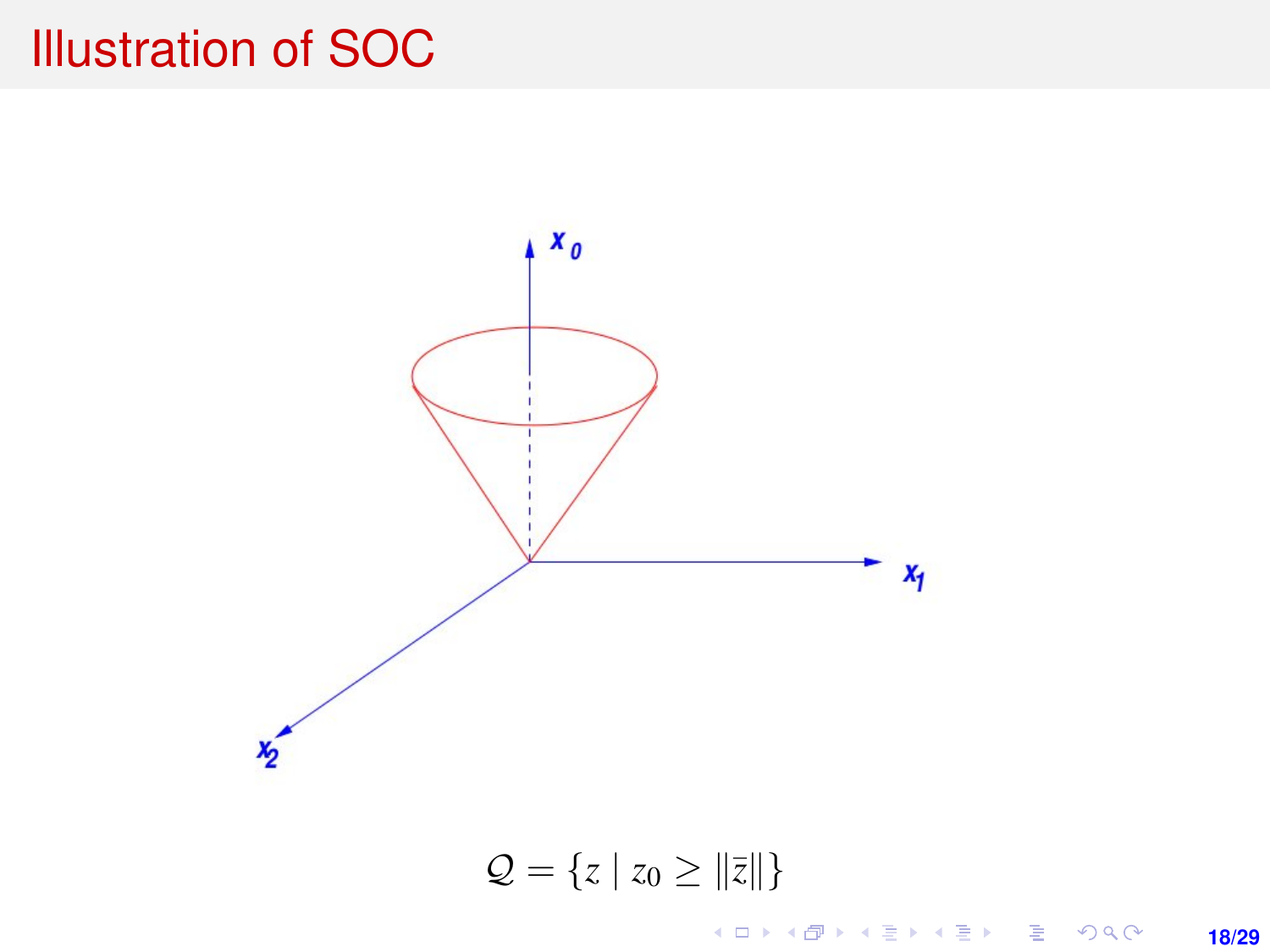# Illustration of SOC

$$\mathcal{Q} = \{z \mid z_0 \geq \|\bar{z}\|\}$$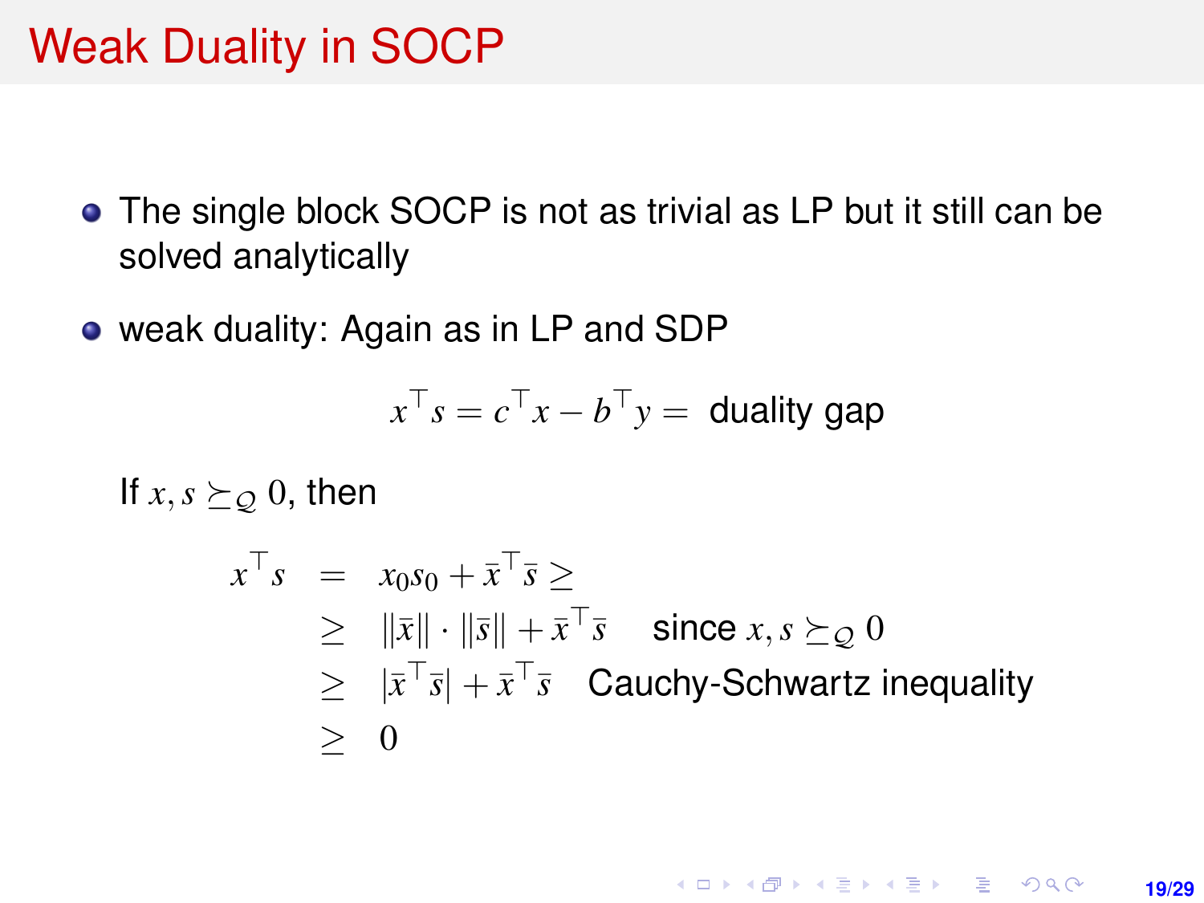# Weak Duality in SOCP

- The single block SOCP is not as trivial as LP but it still can be solved analytically
- weak duality: Again as in LP and SDP

$$x^\top s = c^\top x - b^\top y = \text{ duality gap}$$

If $x, s \succeq_{\mathcal{Q}} 0$, then

$$\begin{aligned}
x^\top s &= x_0 s_0 + \bar{x}^\top \bar{s} \geq \\
&\geq \|\bar{x}\| \cdot \|\bar{s}\| + \bar{x}^\top \bar{s} \quad \text{since } x, s \succeq_{\mathcal{Q}} 0 \\
&\geq |\bar{x}^\top \bar{s}| + \bar{x}^\top \bar{s} \quad \text{Cauchy-Schwartz inequality} \\
&\geq 0
\end{aligned}$$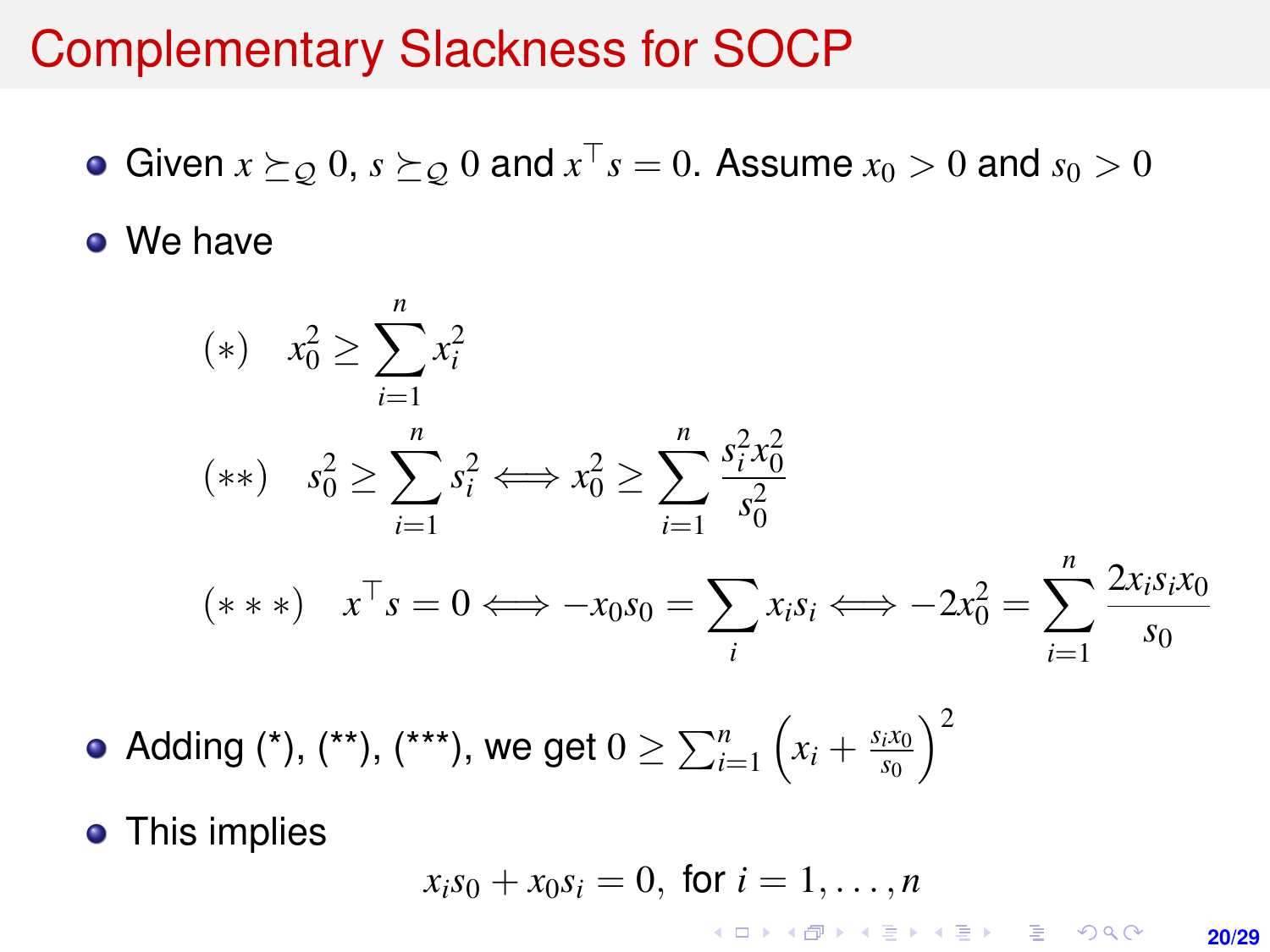# Complementary Slackness for SOCP

- Given $x \succeq_{\mathcal{Q}} 0$, $s \succeq_{\mathcal{Q}} 0$ and $x^\top s = 0$. Assume $x_0 > 0$ and $s_0 > 0$
- We have

$$
\begin{aligned}
&(*) \quad x_0^2 \geq \sum_{i=1}^{n} x_i^2 \\
&(**) \quad s_0^2 \geq \sum_{i=1}^{n} s_i^2 \Longleftrightarrow x_0^2 \geq \sum_{i=1}^{n} \frac{s_i^2 x_0^2}{s_0^2} \\
&(***) \quad x^\top s = 0 \Longleftrightarrow -x_0 s_0 = \sum_i x_i s_i \Longleftrightarrow -2x_0^2 = \sum_{i=1}^{n} \frac{2x_i s_i x_0}{s_0}
\end{aligned}
$$

- Adding (*), (**), (***), we get $0 \geq \sum_{i=1}^{n} \left( x_i + \frac{s_i x_0}{s_0} \right)^2$
- This implies

$$
x_i s_0 + x_0 s_i = 0, \text{ for } i = 1, \ldots, n
$$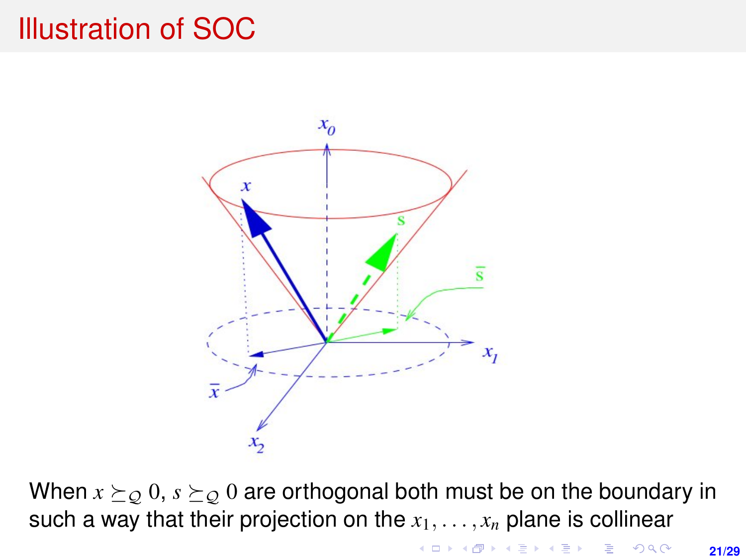# Illustration of SOC

When $x \succeq_{\mathcal{Q}} 0$, $s \succeq_{\mathcal{Q}} 0$ are orthogonal both must be on the boundary in such a way that their projection on the $x_1, \ldots, x_n$ plane is collinear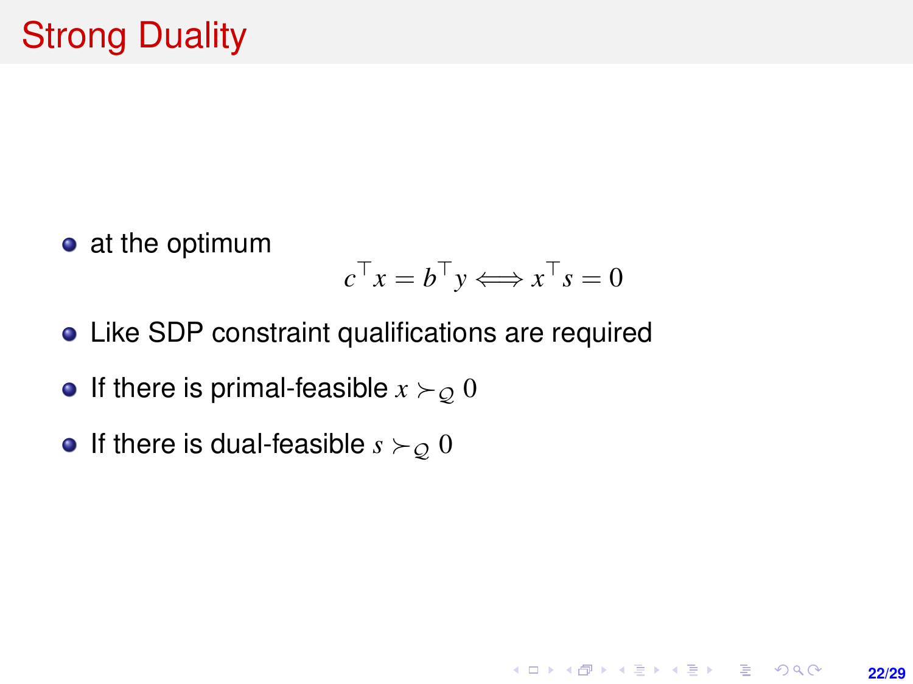# Strong Duality

- at the optimum

$$c^\top x = b^\top y \Longleftrightarrow x^\top s = 0$$

- Like SDP constraint qualifications are required
- If there is primal-feasible $x \succ_{\mathcal{Q}} 0$
- If there is dual-feasible $s \succ_{\mathcal{Q}} 0$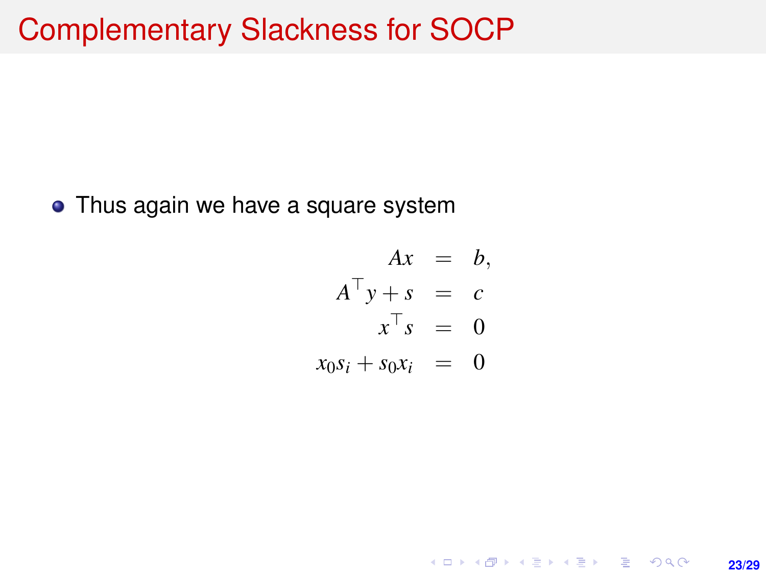# Complementary Slackness for SOCP

- Thus again we have a square system

$$
\begin{aligned}
Ax &= b, \\
A^\top y + s &= c \\
x^\top s &= 0 \\
x_0 s_i + s_0 x_i &= 0
\end{aligned}
$$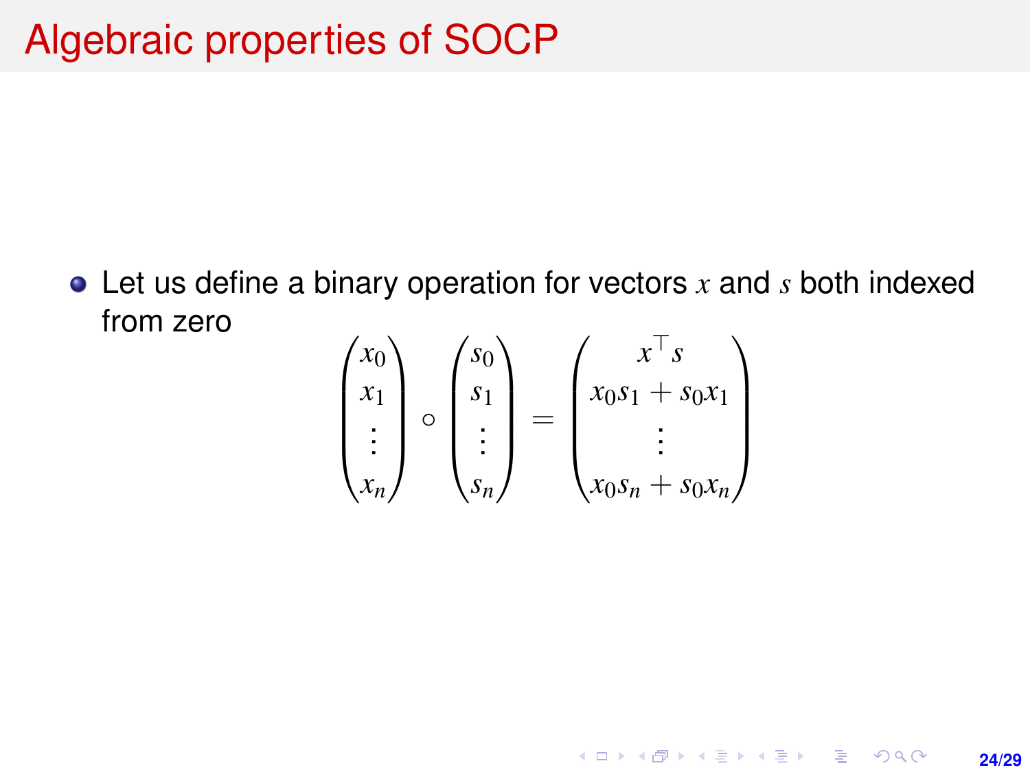# Algebraic properties of SOCP

- Let us define a binary operation for vectors $x$ and $s$ both indexed from zero

$$\begin{pmatrix} x_0 \\ x_1 \\ \vdots \\ x_n \end{pmatrix} \circ \begin{pmatrix} s_0 \\ s_1 \\ \vdots \\ s_n \end{pmatrix} = \begin{pmatrix} x^\top s \\ x_0 s_1 + s_0 x_1 \\ \vdots \\ x_0 s_n + s_0 x_n \end{pmatrix}$$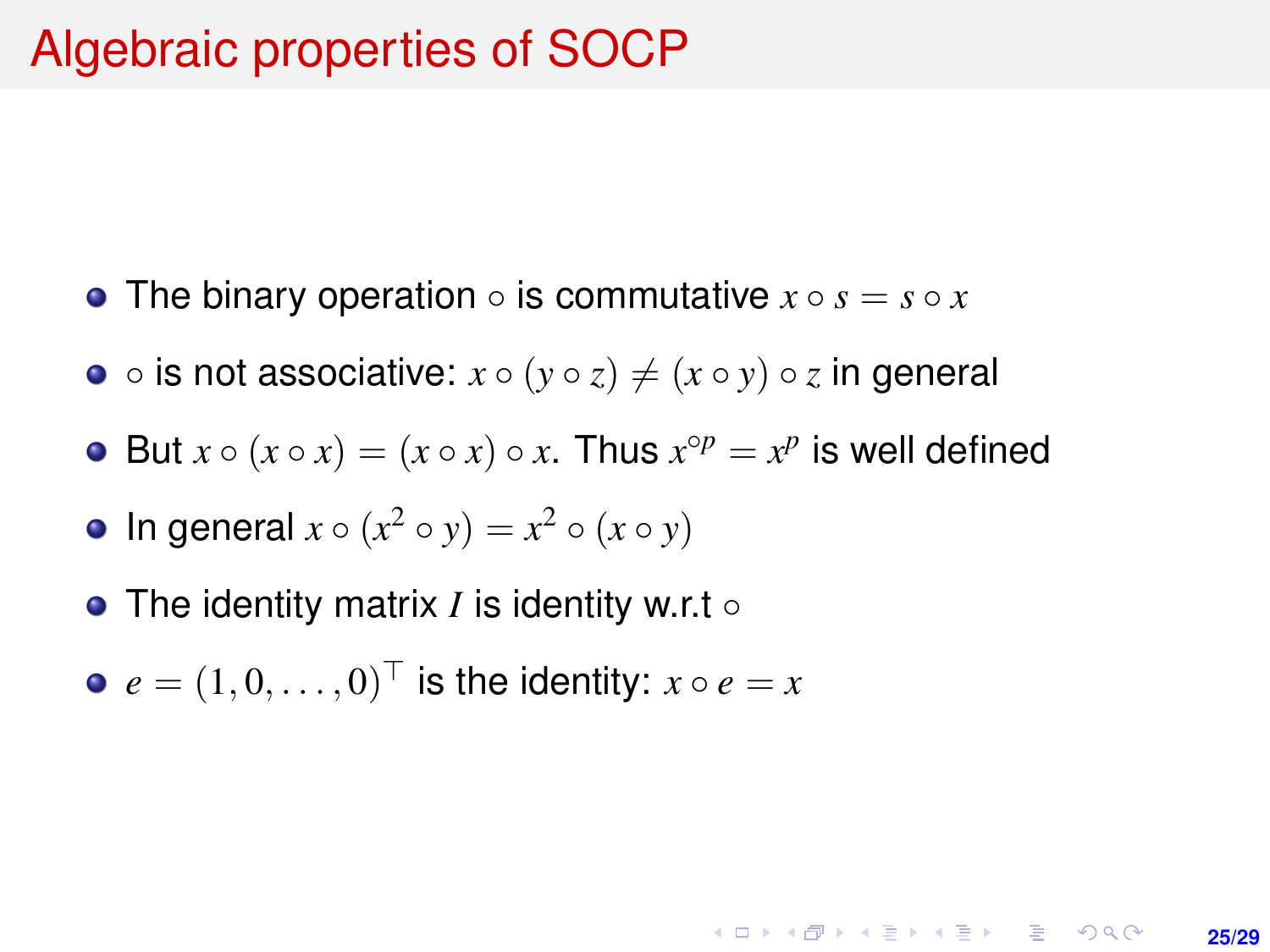# Algebraic properties of SOCP

- The binary operation $\circ$ is commutative $x \circ s = s \circ x$
- $\circ$ is not associative: $x \circ (y \circ z) \neq (x \circ y) \circ z$ in general
- But $x \circ (x \circ x) = (x \circ x) \circ x$. Thus $x^{\circ p} = x^p$ is well defined
- In general $x \circ (x^2 \circ y) = x^2 \circ (x \circ y)$
- The identity matrix $I$ is identity w.r.t $\circ$
- $e = (1, 0, \ldots, 0)^\top$ is the identity: $x \circ e = x$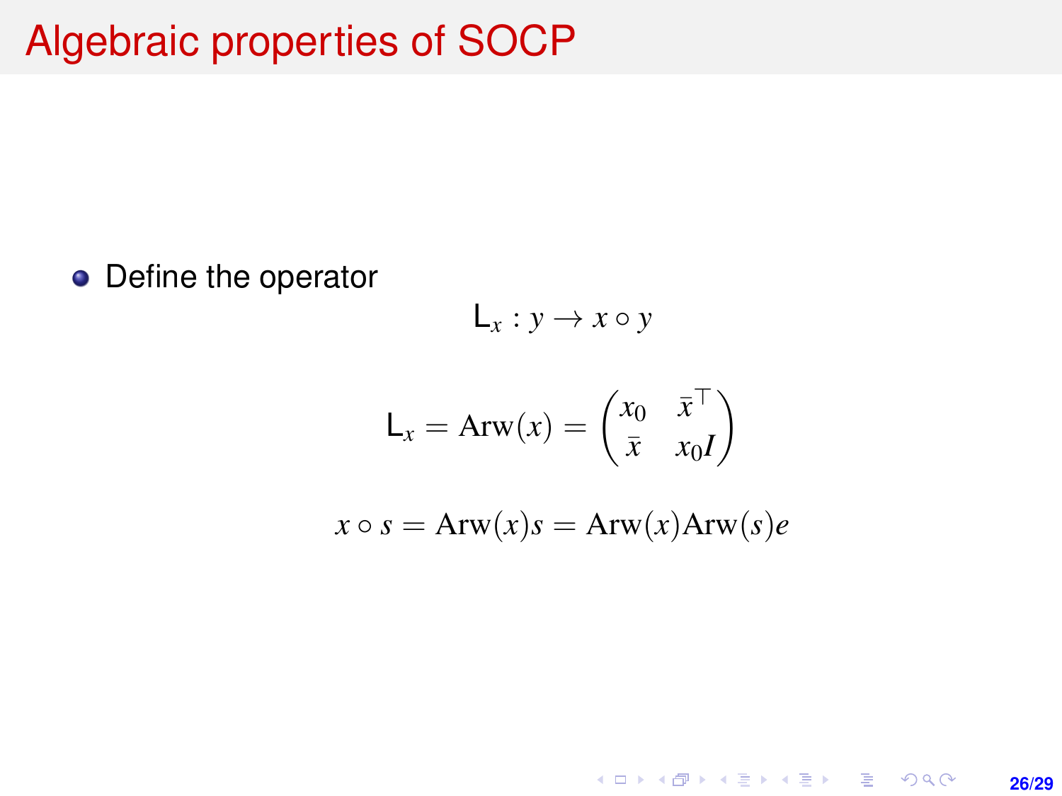# Algebraic properties of SOCP

- Define the operator

$$\mathsf{L}_x : y \rightarrow x \circ y$$

$$\mathsf{L}_x = \mathrm{Arw}(x) = \begin{pmatrix} x_0 & \bar{x}^\top \\ \bar{x} & x_0 I \end{pmatrix}$$

$$x \circ s = \mathrm{Arw}(x) s = \mathrm{Arw}(x)\mathrm{Arw}(s) e$$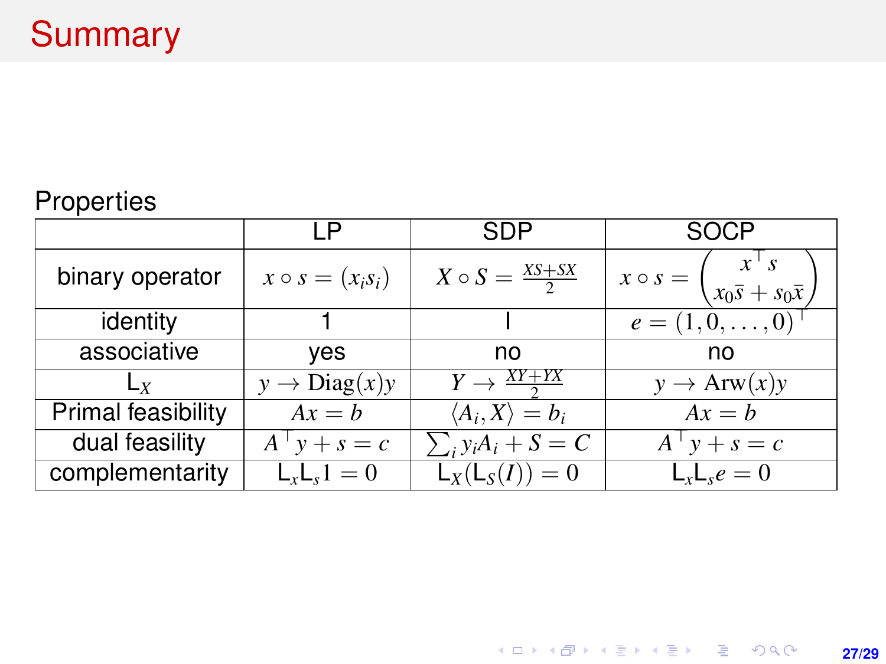# Summary

Properties

| | LP | SDP | SOCP |
|---|---|---|---|
| binary operator | $x \circ s = (x_i s_i)$ | $X \circ S = \frac{XS+SX}{2}$ | $x \circ s = \begin{pmatrix} x^\top s \\ x_0 \bar{s} + s_0 \bar{x} \end{pmatrix}$ |
| identity | 1 | I | $e = (1, 0, \ldots, 0)^\top$ |
| associative | yes | no | no |
| $\mathsf{L}_X$ | $y \to \mathrm{Diag}(x) y$ | $Y \to \frac{XY+YX}{2}$ | $y \to \mathrm{Arw}(x) y$ |
| Primal feasibility | $Ax = b$ | $\langle A_i, X \rangle = b_i$ | $Ax = b$ |
| dual feasility | $A^\top y + s = c$ | $\sum_i y_i A_i + S = C$ | $A^\top y + s = c$ |
| complementarity | $\mathsf{L}_x \mathsf{L}_s 1 = 0$ | $\mathsf{L}_X(\mathsf{L}_S(I)) = 0$ | $\mathsf{L}_x \mathsf{L}_s e = 0$ |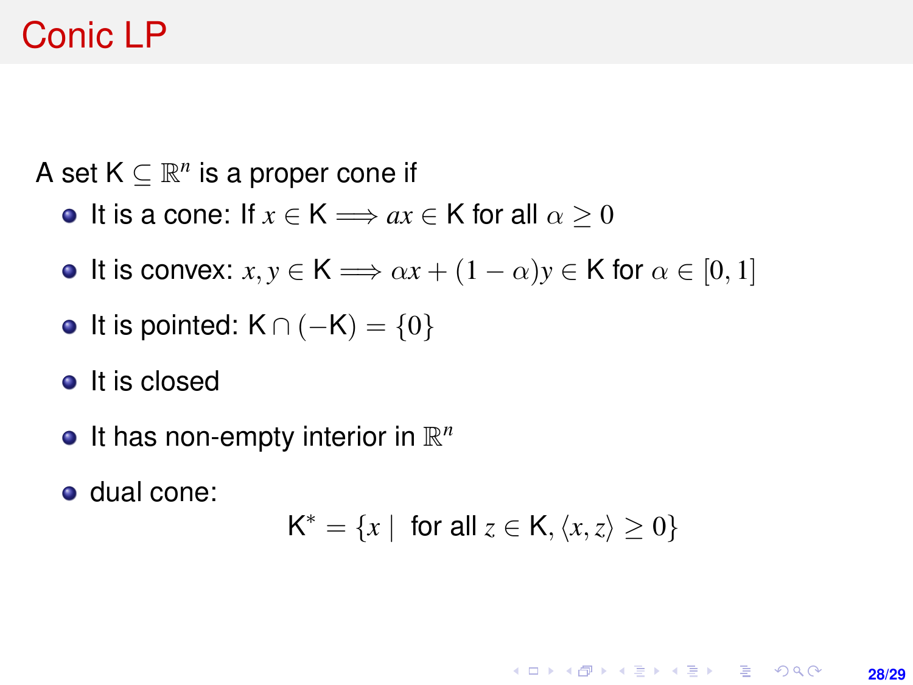# Conic LP

A set $\mathsf{K} \subseteq \mathbb{R}^n$ is a proper cone if

- It is a cone: If $x \in \mathsf{K} \implies ax \in \mathsf{K}$ for all $\alpha \geq 0$
- It is convex: $x, y \in \mathsf{K} \implies \alpha x + (1 - \alpha)y \in \mathsf{K}$ for $\alpha \in [0, 1]$
- It is pointed: $\mathsf{K} \cap (-\mathsf{K}) = \{0\}$
- It is closed
- It has non-empty interior in $\mathbb{R}^n$
- dual cone:

$$\mathsf{K}^* = \{x \mid \text{ for all } z \in \mathsf{K}, \langle x, z \rangle \geq 0\}$$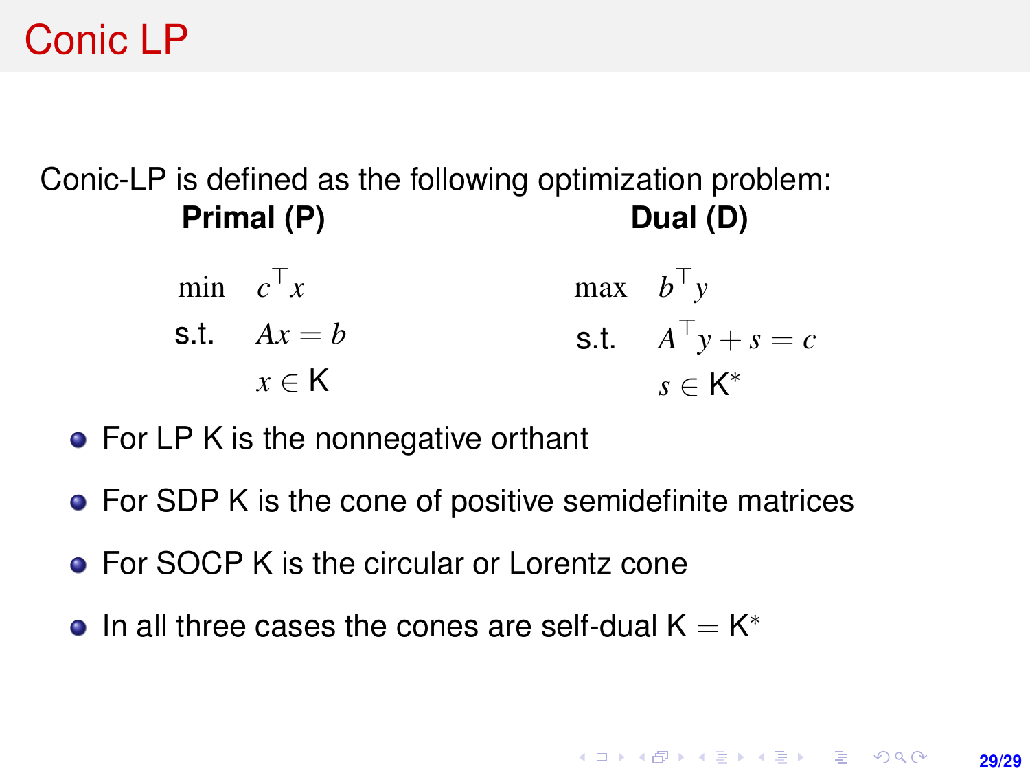# Conic LP

Conic-LP is defined as the following optimization problem:

**Primal (P)**

$$
\begin{aligned}
\min \quad & c^\top x \\
\text{s.t.} \quad & Ax = b \\
& x \in \mathsf{K}
\end{aligned}
$$

**Dual (D)**

$$
\begin{aligned}
\max \quad & b^\top y \\
\text{s.t.} \quad & A^\top y + s = c \\
& s \in \mathsf{K}^*
\end{aligned}
$$

- For LP K is the nonnegative orthant
- For SDP K is the cone of positive semidefinite matrices
- For SOCP K is the circular or Lorentz cone
- In all three cases the cones are self-dual $\mathsf{K} = \mathsf{K}^*$